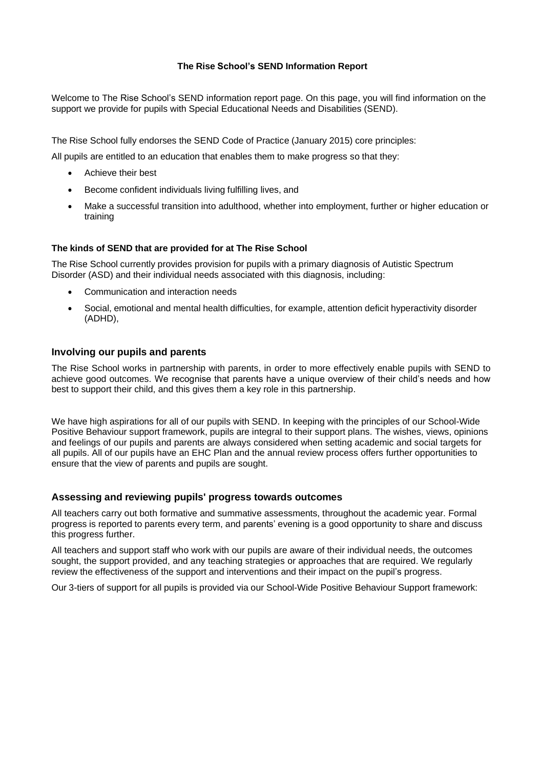# The Rise School's SEND Information Report

Welcome to The Rise School's SEND information report page. On this page, you will find information on the support we provide for pupils with Special Educational Needs and Disabilities (SEND).

The Rise School fully endorses the SEND Code of Practice (January 2015) core principles:

All pupils are entitled to an education that enables them to make progress so that they:

- Achieve their best
- Become confident individuals living fulfilling lives, and
- Make a successful transition into adulthood, whether into employment, further or higher education or training

### The kinds of SEND that are provided for at The Rise School

The Rise School currently provides provision for pupils with a primary diagnosis of Autistic Spectrum Disorder (ASD) and their individual needs associated with this diagnosis, including:

- Communication and interaction needs
- Social, emotional and mental health difficulties, for example, attention deficit hyperactivity disorder (ADHD),

## Involving our pupils and parents

The Rise School works in partnership with parents, in order to more effectively enable pupils with SEND to achieve good outcomes. We recognise that parents have a unique overview of their child's needs and how best to support their child, and this gives them a key role in this partnership.

We have high aspirations for all of our pupils with SEND. In keeping with the principles of our School-Wide Positive Behaviour support framework, pupils are integral to their support plans. The wishes, views, opinions and feelings of our pupils and parents are always considered when setting academic and social targets for all pupils. All of our pupils have an EHC Plan and the annual review process offers further opportunities to ensure that the view of parents and pupils are sought.

## Assessing and reviewing pupils' progress towards outcomes

All teachers carry out both formative and summative assessments, throughout the academic year. Formal progress is reported to parents every term, and parents' evening is a good opportunity to share and discuss this progress further.

All teachers and support staff who work with our pupils are aware of their individual needs, the outcomes sought, the support provided, and any teaching strategies or approaches that are required. We regularly review the effectiveness of the support and interventions and their impact on the pupil's progress.

Our 3-tiers of support for all pupils is provided via our School-Wide Positive Behaviour Support framework: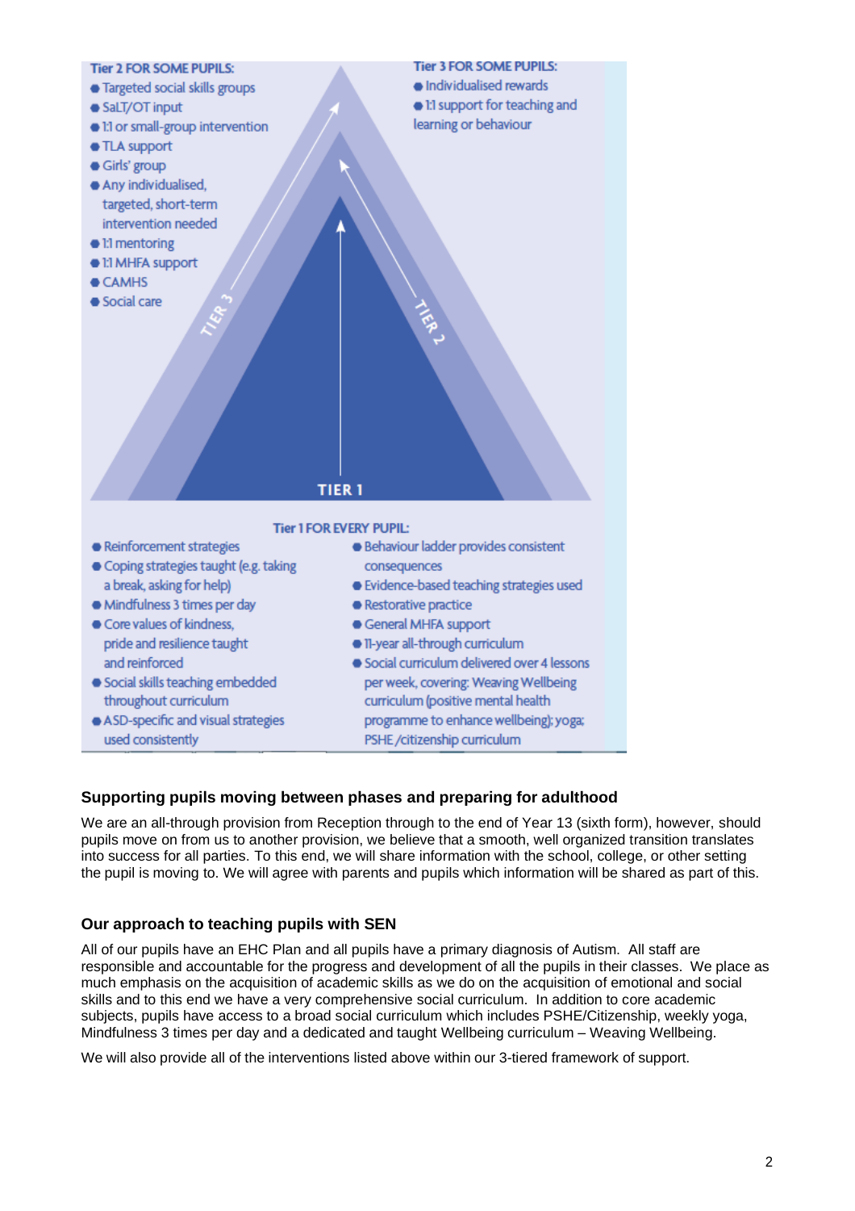**Tier 2 FOR SOME PUPILS:**

- Targeted social skills groups
- SaLT/OT input
- 1:1 or small-group intervention
- TLA support
- Girls' group
- Any individualised, targeted, short-term intervention needed
- 1:1 mentoring
- 1:1 MHFA support
- CAMHS
- Social care

**Tier 3 FOR SOME PUPILS:**

- Individualised rewards
- 1:1 support for teaching and learning or behaviour

TIER 3

TIER 2

TIER 1

**Tier 1 FOR EVERY PUPIL:**

- Reinforcement strategies
- Coping strategies taught (e.g. taking a break, asking for help)
- Mindfulness 3 times per day
- Core values of kindness, pride and resilience taught and reinforced
- Social skills teaching embedded throughout curriculum
- ASD-specific and visual strategies used consistently
- Behaviour ladder provides consistent consequences
- Evidence-based teaching strategies used
- Restorative practice
- General MHFA support
- 11-year all-through curriculum
- Social curriculum delivered over 4 lessons per week, covering: Weaving Wellbeing curriculum (positive mental health programme to enhance wellbeing); yoga; PSHE /citizenship curriculum

## Supporting pupils moving between phases and preparing for adulthood

We are an all-through provision from Reception through to the end of Year 13 (sixth form), however, should pupils move on from us to another provision, we believe that a smooth, well organized transition translates into success for all parties. To this end, we will share information with the school, college, or other setting the pupil is moving to. We will agree with parents and pupils which information will be shared as part of this.

## Our approach to teaching pupils with SEN

All of our pupils have an EHC Plan and all pupils have a primary diagnosis of Autism. All staff are responsible and accountable for the progress and development of all the pupils in their classes. We place as much emphasis on the acquisition of academic skills as we do on the acquisition of emotional and social skills and to this end we have a very comprehensive social curriculum. In addition to core academic subjects, pupils have access to a broad social curriculum which includes PSHE/Citizenship, weekly yoga, Mindfulness 3 times per day and a dedicated and taught Wellbeing curriculum – Weaving Wellbeing.

We will also provide all of the interventions listed above within our 3-tiered framework of support.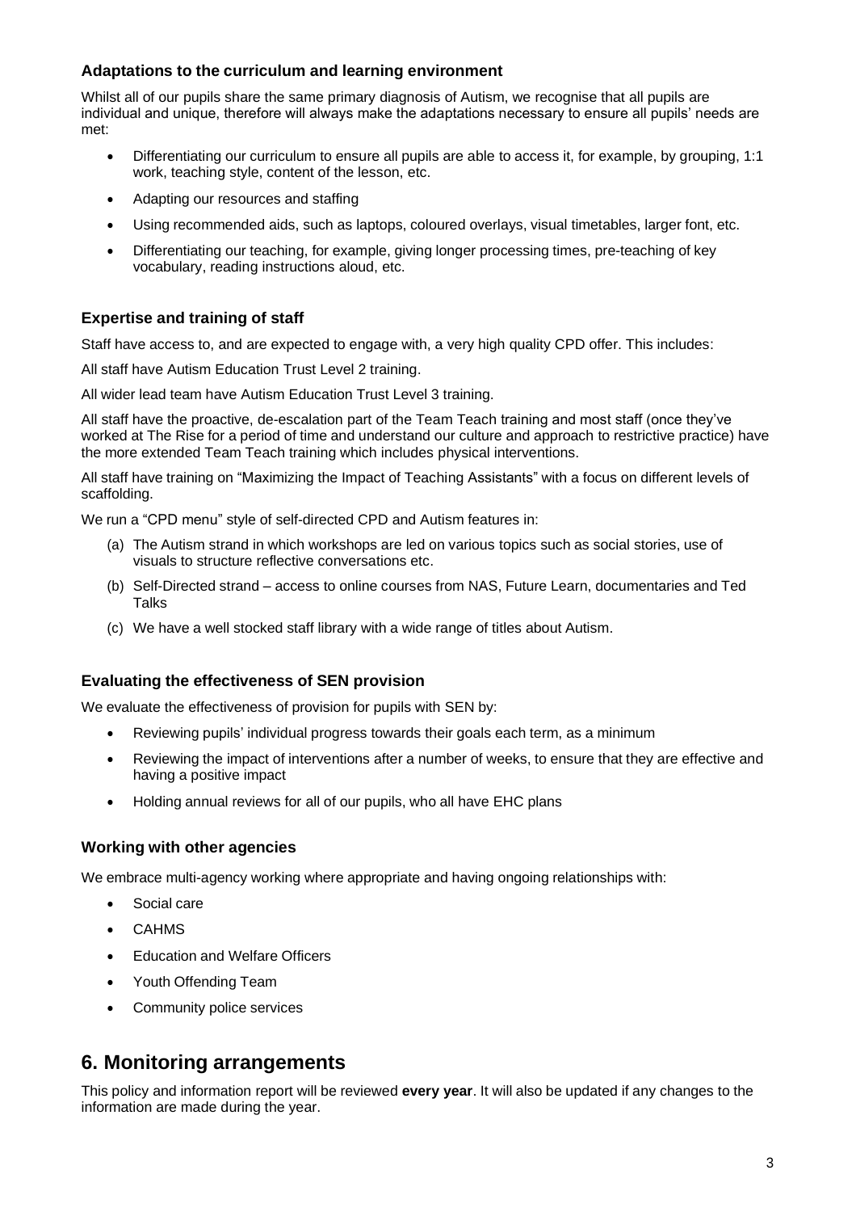### Adaptations to the curriculum and learning environment

Whilst all of our pupils share the same primary diagnosis of Autism, we recognise that all pupils are individual and unique, therefore will always make the adaptations necessary to ensure all pupils' needs are met:

- Differentiating our curriculum to ensure all pupils are able to access it, for example, by grouping, 1:1 work, teaching style, content of the lesson, etc.
- Adapting our resources and staffing
- Using recommended aids, such as laptops, coloured overlays, visual timetables, larger font, etc.
- Differentiating our teaching, for example, giving longer processing times, pre-teaching of key vocabulary, reading instructions aloud, etc.

### Expertise and training of staff

Staff have access to, and are expected to engage with, a very high quality CPD offer. This includes:

All staff have Autism Education Trust Level 2 training.

All wider lead team have Autism Education Trust Level 3 training.

All staff have the proactive, de-escalation part of the Team Teach training and most staff (once they've worked at The Rise for a period of time and understand our culture and approach to restrictive practice) have the more extended Team Teach training which includes physical interventions.

All staff have training on "Maximizing the Impact of Teaching Assistants" with a focus on different levels of scaffolding.

We run a "CPD menu" style of self-directed CPD and Autism features in:

(a) The Autism strand in which workshops are led on various topics such as social stories, use of visuals to structure reflective conversations etc.

(b) Self-Directed strand – access to online courses from NAS, Future Learn, documentaries and Ted Talks

(c) We have a well stocked staff library with a wide range of titles about Autism.

### Evaluating the effectiveness of SEN provision

We evaluate the effectiveness of provision for pupils with SEN by:

- Reviewing pupils' individual progress towards their goals each term, as a minimum
- Reviewing the impact of interventions after a number of weeks, to ensure that they are effective and having a positive impact
- Holding annual reviews for all of our pupils, who all have EHC plans

### Working with other agencies

We embrace multi-agency working where appropriate and having ongoing relationships with:

- Social care
- CAHMS
- Education and Welfare Officers
- Youth Offending Team
- Community police services

## 6. Monitoring arrangements

This policy and information report will be reviewed **every year**. It will also be updated if any changes to the information are made during the year.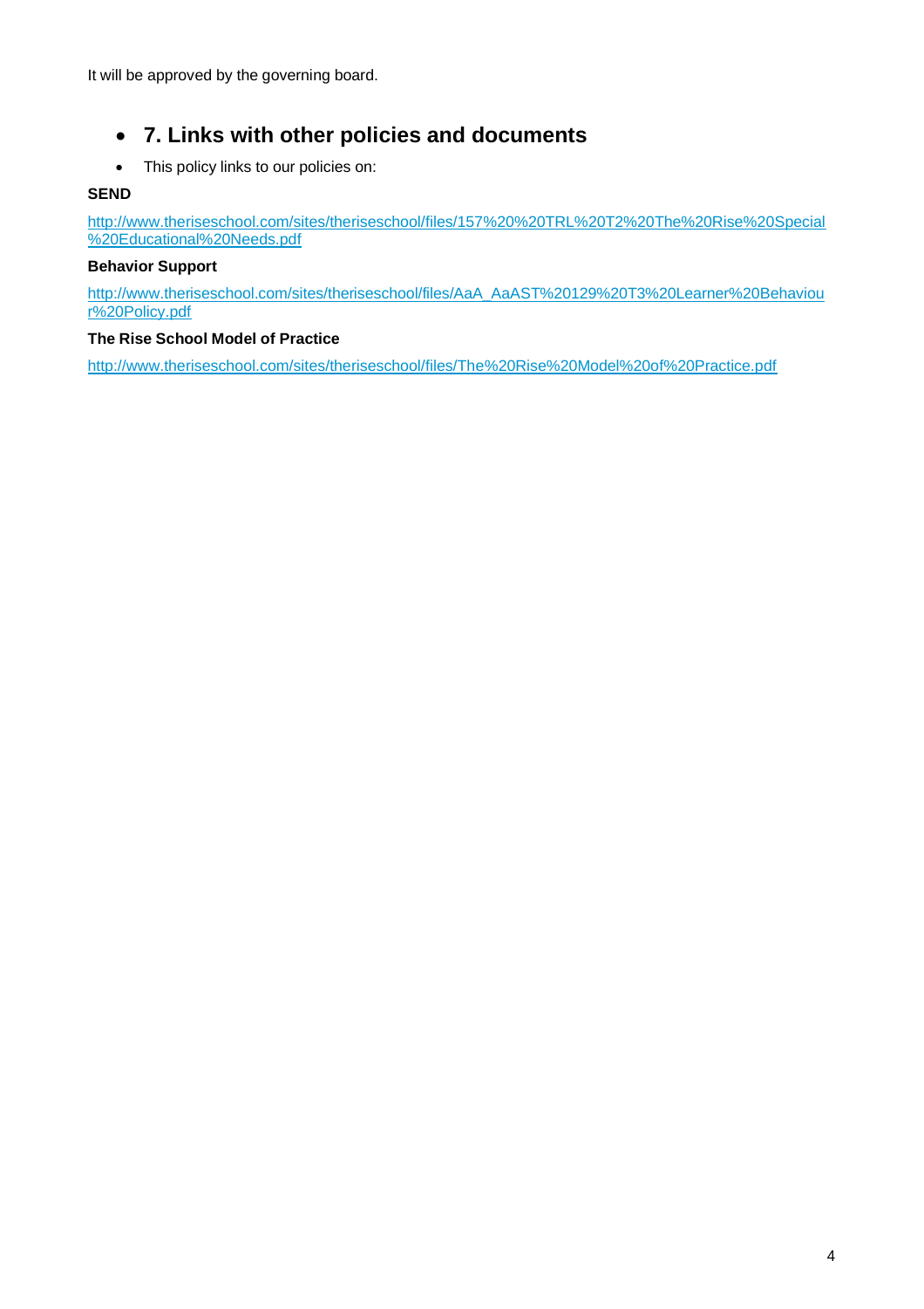It will be approved by the governing board.

## 7. Links with other policies and documents

- This policy links to our policies on:

**SEND**

http://www.theriseschool.com/sites/theriseschool/files/157%20%20TRL%20T2%20The%20Rise%20Special%20Educational%20Needs.pdf

**Behavior Support**

http://www.theriseschool.com/sites/theriseschool/files/AaA_AaAST%20129%20T3%20Learner%20Behaviour%20Policy.pdf

**The Rise School Model of Practice**

http://www.theriseschool.com/sites/theriseschool/files/The%20Rise%20Model%20of%20Practice.pdf